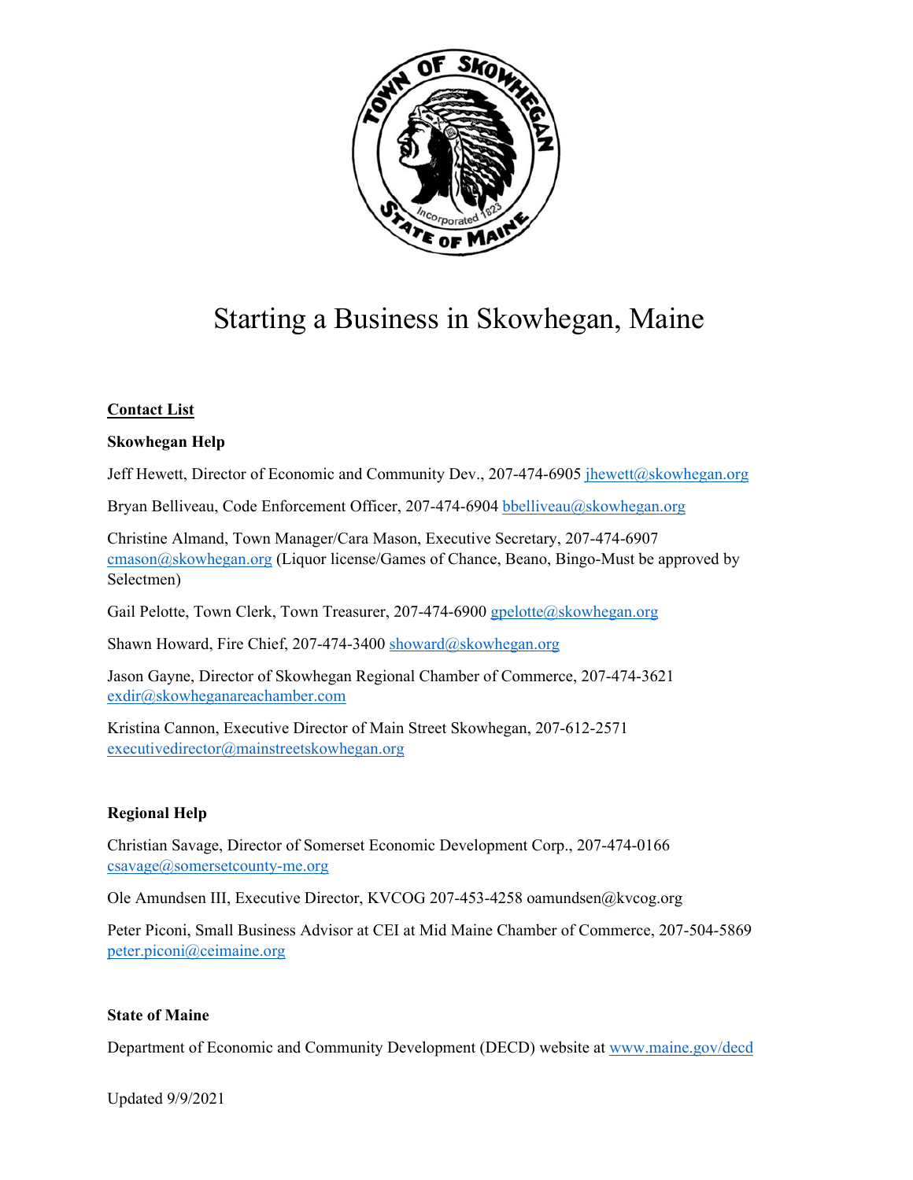# Starting a Business in Skowhegan, Maine

**Contact List**

**Skowhegan Help**

Jeff Hewett, Director of Economic and Community Dev., 207-474-6905 jhewett@skowhegan.org

Bryan Belliveau, Code Enforcement Officer, 207-474-6904 bbelliveau@skowhegan.org

Christine Almand, Town Manager/Cara Mason, Executive Secretary, 207-474-6907 cmason@skowhegan.org (Liquor license/Games of Chance, Beano, Bingo-Must be approved by Selectmen)

Gail Pelotte, Town Clerk, Town Treasurer, 207-474-6900 gpelotte@skowhegan.org

Shawn Howard, Fire Chief, 207-474-3400 showard@skowhegan.org

Jason Gayne, Director of Skowhegan Regional Chamber of Commerce, 207-474-3621 exdir@skowheganareachamber.com

Kristina Cannon, Executive Director of Main Street Skowhegan, 207-612-2571 executivedirector@mainstreetskowhegan.org

**Regional Help**

Christian Savage, Director of Somerset Economic Development Corp., 207-474-0166 csavage@somersetcounty-me.org

Ole Amundsen III, Executive Director, KVCOG 207-453-4258 oamundsen@kvcog.org

Peter Piconi, Small Business Advisor at CEI at Mid Maine Chamber of Commerce, 207-504-5869 peter.piconi@ceimaine.org

**State of Maine**

Department of Economic and Community Development (DECD) website at www.maine.gov/decd

Updated 9/9/2021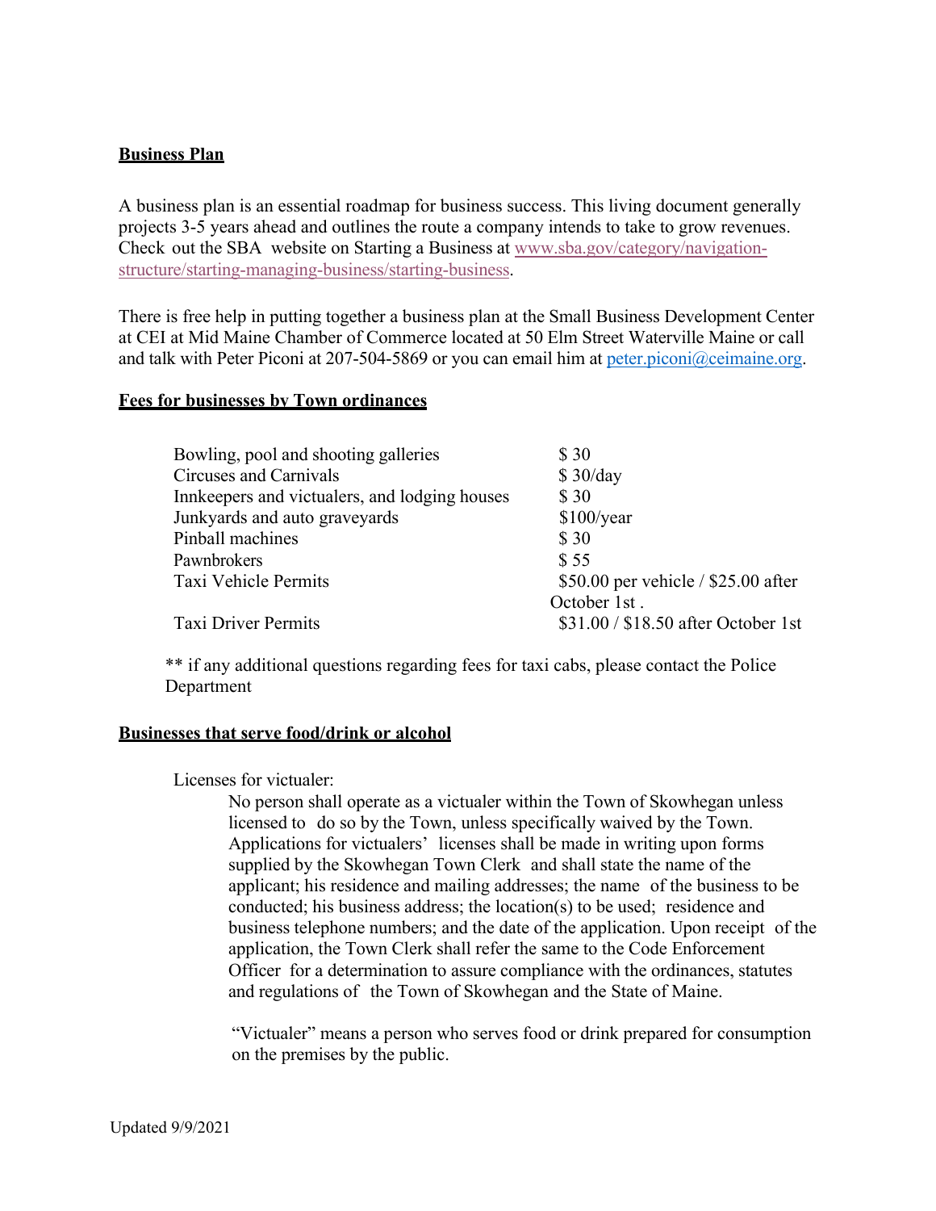**Business Plan**

A business plan is an essential roadmap for business success. This living document generally projects 3-5 years ahead and outlines the route a company intends to take to grow revenues. Check out the SBA website on Starting a Business at www.sba.gov/category/navigation-structure/starting-managing-business/starting-business.

There is free help in putting together a business plan at the Small Business Development Center at CEI at Mid Maine Chamber of Commerce located at 50 Elm Street Waterville Maine or call and talk with Peter Piconi at 207-504-5869 or you can email him at peter.piconi@ceimaine.org.

**Fees for businesses by Town ordinances**

| | |
|---|---|
| Bowling, pool and shooting galleries | $ 30 |
| Circuses and Carnivals | $ 30/day |
| Innkeepers and victualers, and lodging houses | $ 30 |
| Junkyards and auto graveyards | $100/year |
| Pinball machines | $ 30 |
| Pawnbrokers | $ 55 |
| Taxi Vehicle Permits | $50.00 per vehicle / $25.00 after October 1st . |
| Taxi Driver Permits | $31.00 / $18.50 after October 1st |

** if any additional questions regarding fees for taxi cabs, please contact the Police Department

**Businesses that serve food/drink or alcohol**

Licenses for victualer:

No person shall operate as a victualer within the Town of Skowhegan unless licensed to do so by the Town, unless specifically waived by the Town. Applications for victualers' licenses shall be made in writing upon forms supplied by the Skowhegan Town Clerk and shall state the name of the applicant; his residence and mailing addresses; the name of the business to be conducted; his business address; the location(s) to be used; residence and business telephone numbers; and the date of the application. Upon receipt of the application, the Town Clerk shall refer the same to the Code Enforcement Officer for a determination to assure compliance with the ordinances, statutes and regulations of the Town of Skowhegan and the State of Maine.

"Victualer" means a person who serves food or drink prepared for consumption on the premises by the public.

Updated 9/9/2021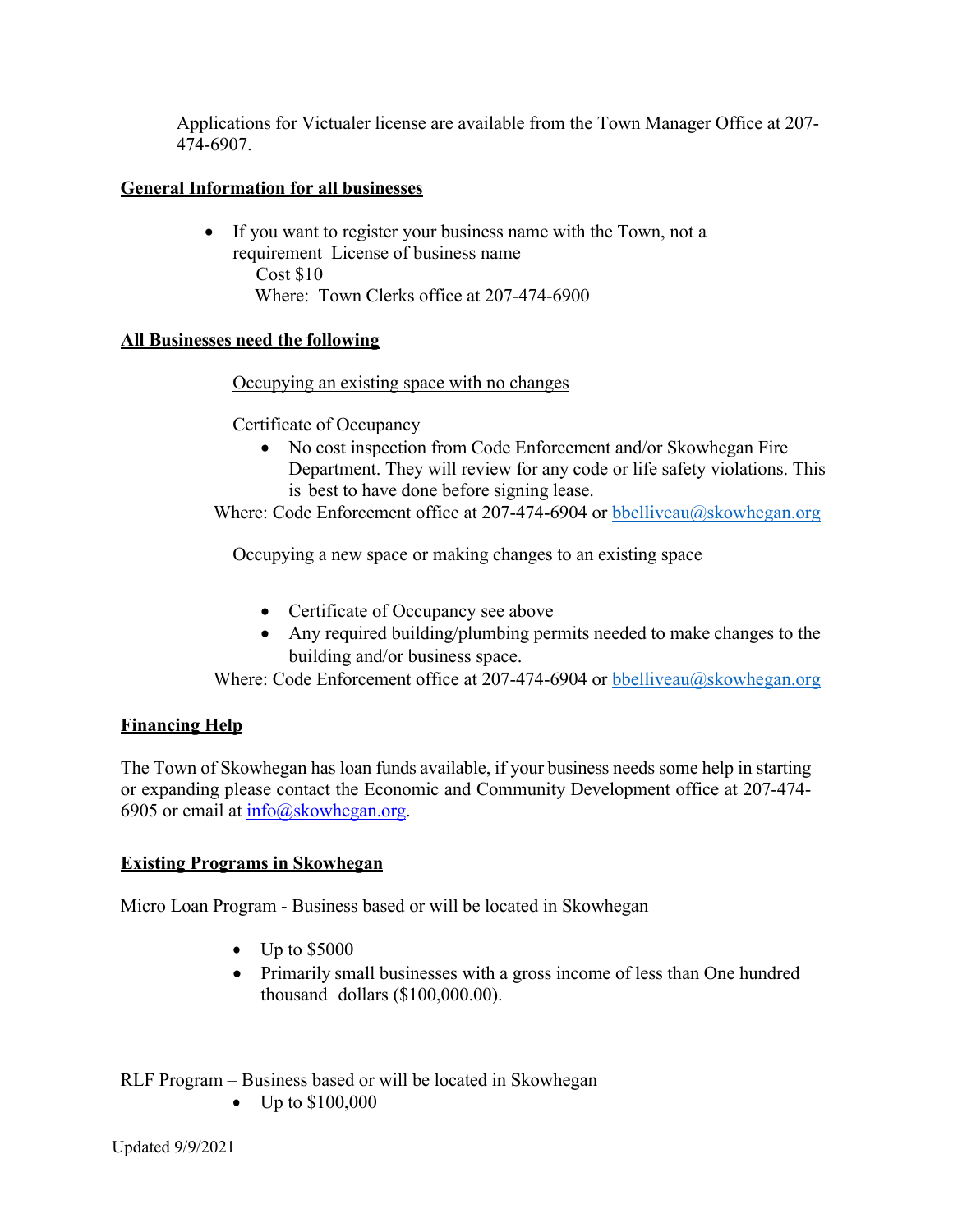Applications for Victualer license are available from the Town Manager Office at 207-474-6907.

**General Information for all businesses**

- If you want to register your business name with the Town, not a requirement License of business name
  Cost $10
  Where: Town Clerks office at 207-474-6900

**All Businesses need the following**

Occupying an existing space with no changes

Certificate of Occupancy

- No cost inspection from Code Enforcement and/or Skowhegan Fire Department. They will review for any code or life safety violations. This is best to have done before signing lease.

Where: Code Enforcement office at 207-474-6904 or bbelliveau@skowhegan.org

Occupying a new space or making changes to an existing space

- Certificate of Occupancy see above
- Any required building/plumbing permits needed to make changes to the building and/or business space.

Where: Code Enforcement office at 207-474-6904 or bbelliveau@skowhegan.org

**Financing Help**

The Town of Skowhegan has loan funds available, if your business needs some help in starting or expanding please contact the Economic and Community Development office at 207-474-6905 or email at info@skowhegan.org.

**Existing Programs in Skowhegan**

Micro Loan Program - Business based or will be located in Skowhegan

- Up to $5000
- Primarily small businesses with a gross income of less than One hundred thousand dollars ($100,000.00).

RLF Program – Business based or will be located in Skowhegan

- Up to $100,000

Updated 9/9/2021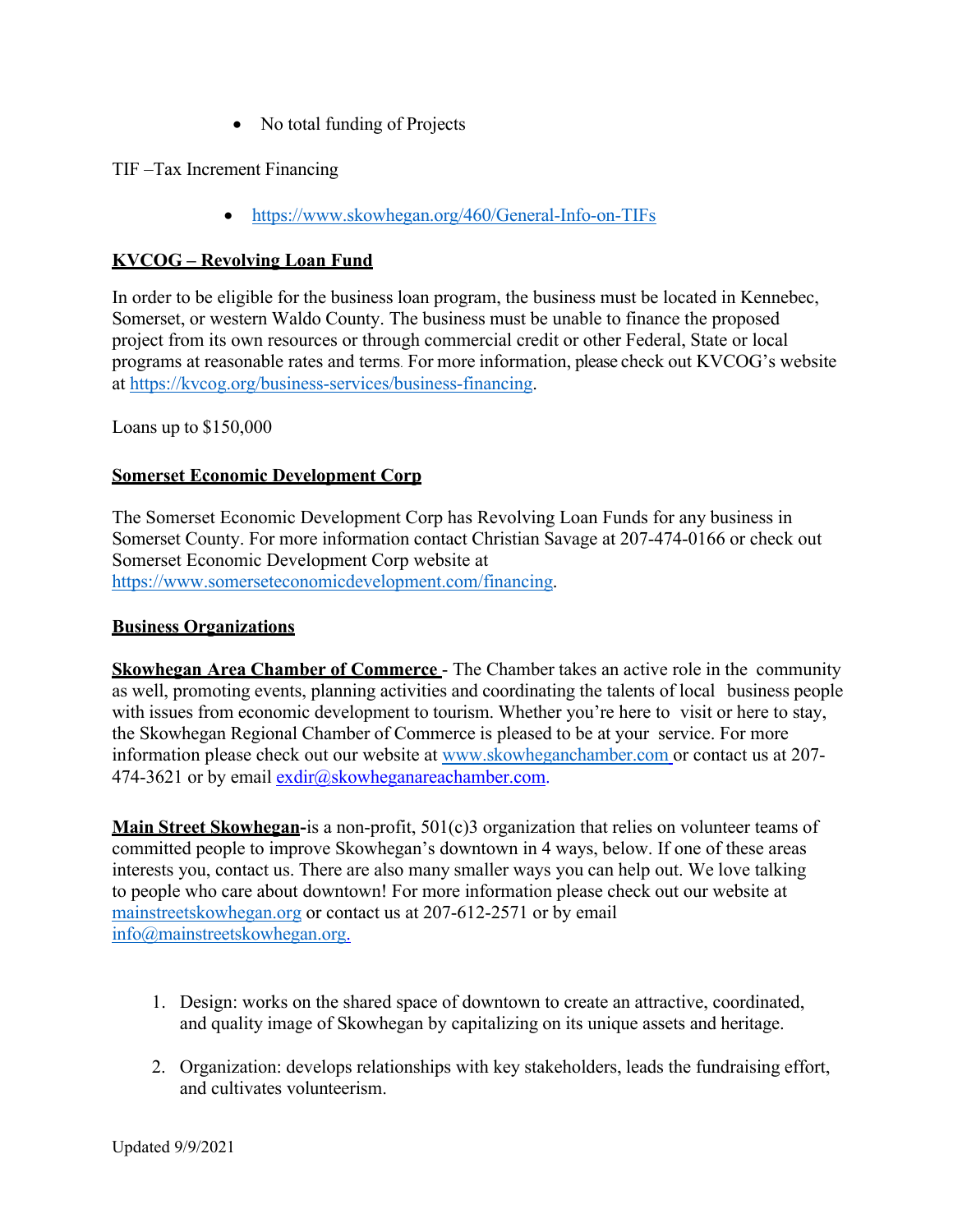- No total funding of Projects

TIF –Tax Increment Financing

- https://www.skowhegan.org/460/General-Info-on-TIFs

**KVCOG – Revolving Loan Fund**

In order to be eligible for the business loan program, the business must be located in Kennebec, Somerset, or western Waldo County. The business must be unable to finance the proposed project from its own resources or through commercial credit or other Federal, State or local programs at reasonable rates and terms. For more information, please check out KVCOG's website at https://kvcog.org/business-services/business-financing.

Loans up to $150,000

**Somerset Economic Development Corp**

The Somerset Economic Development Corp has Revolving Loan Funds for any business in Somerset County. For more information contact Christian Savage at 207-474-0166 or check out Somerset Economic Development Corp website at https://www.somerseteconomicdevelopment.com/financing.

**Business Organizations**

**Skowhegan Area Chamber of Commerce** - The Chamber takes an active role in the community as well, promoting events, planning activities and coordinating the talents of local business people with issues from economic development to tourism. Whether you're here to visit or here to stay, the Skowhegan Regional Chamber of Commerce is pleased to be at your service. For more information please check out our website at www.skowheganchamber.com or contact us at 207-474-3621 or by email exdir@skowheganareachamber.com.

**Main Street Skowhegan-**is a non-profit, 501(c)3 organization that relies on volunteer teams of committed people to improve Skowhegan's downtown in 4 ways, below. If one of these areas interests you, contact us. There are also many smaller ways you can help out. We love talking to people who care about downtown! For more information please check out our website at mainstreetskowhegan.org or contact us at 207-612-2571 or by email info@mainstreetskowhegan.org.

1. Design: works on the shared space of downtown to create an attractive, coordinated, and quality image of Skowhegan by capitalizing on its unique assets and heritage.

2. Organization: develops relationships with key stakeholders, leads the fundraising effort, and cultivates volunteerism.

Updated 9/9/2021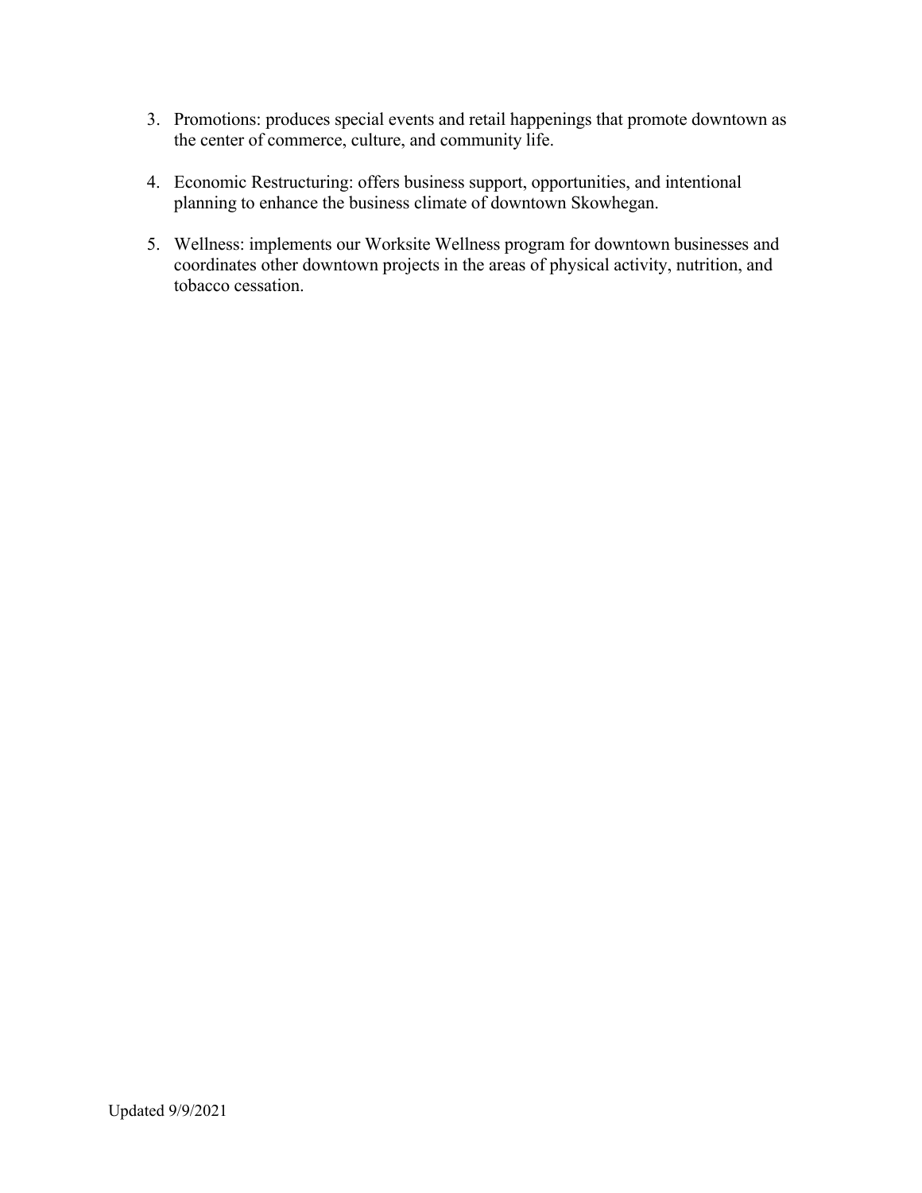3. Promotions: produces special events and retail happenings that promote downtown as the center of commerce, culture, and community life.

4. Economic Restructuring: offers business support, opportunities, and intentional planning to enhance the business climate of downtown Skowhegan.

5. Wellness: implements our Worksite Wellness program for downtown businesses and coordinates other downtown projects in the areas of physical activity, nutrition, and tobacco cessation.

Updated 9/9/2021